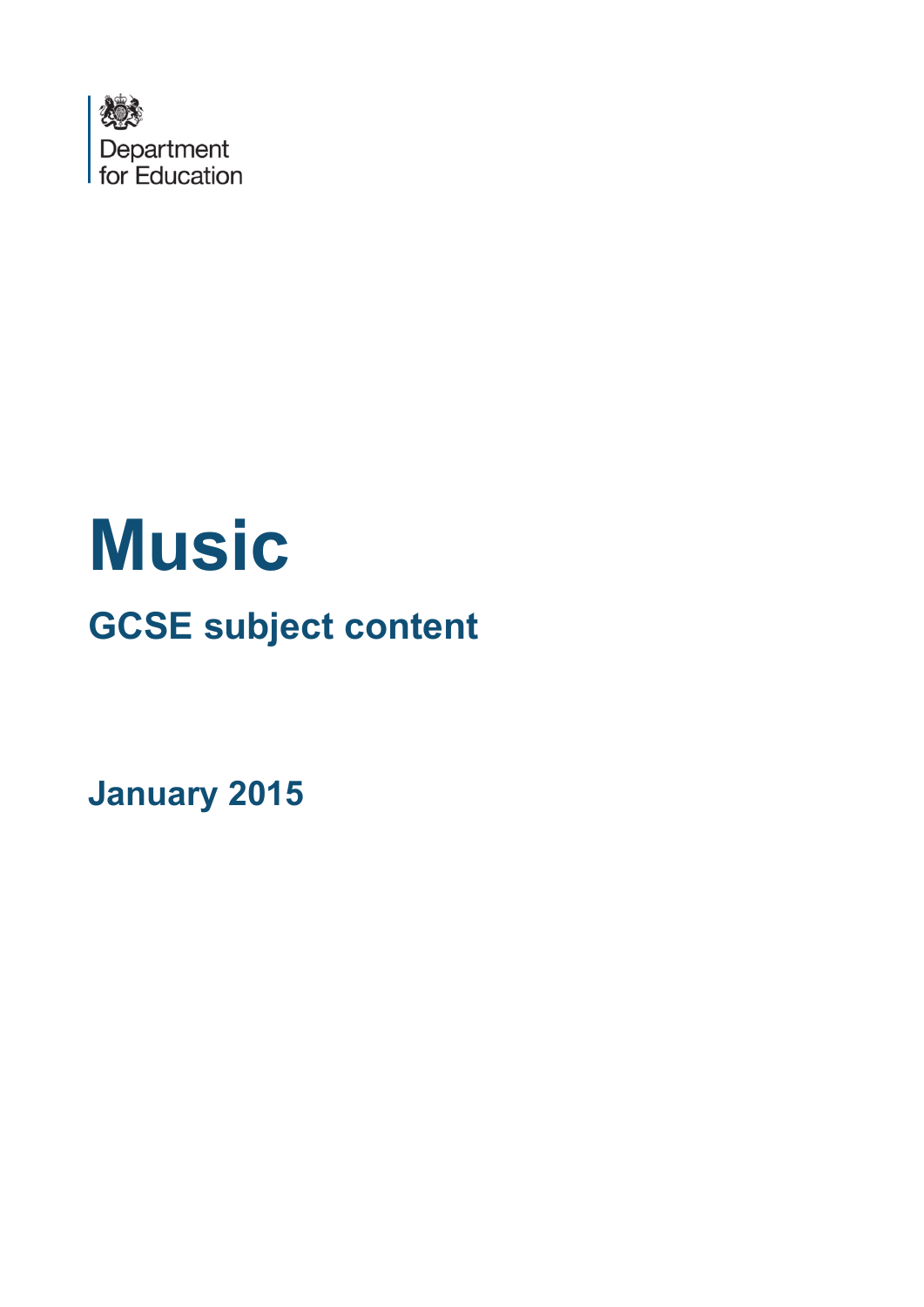Department for Education

# Music

## GCSE subject content

**January 2015**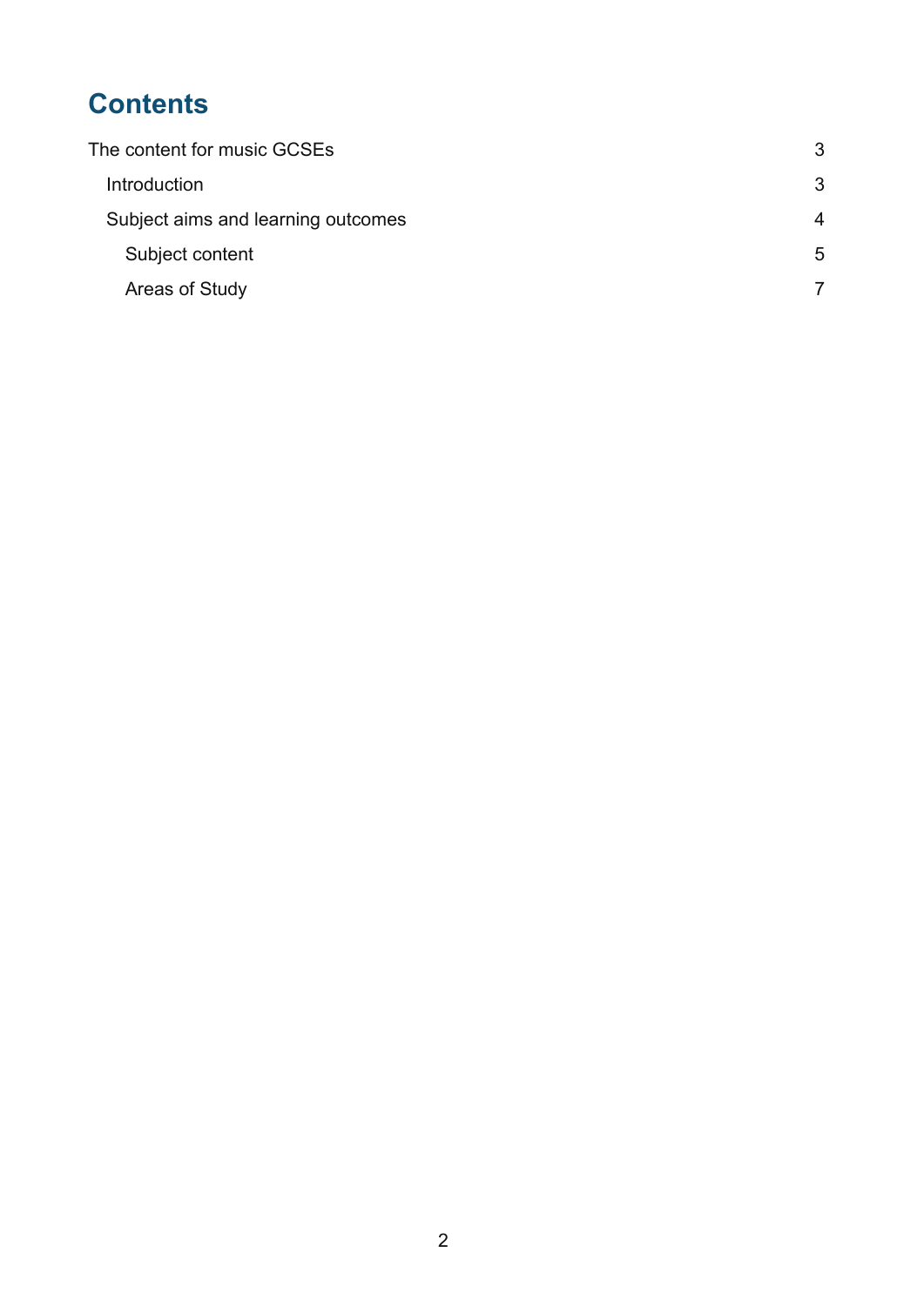# Contents

| | |
|---|---|
| The content for music GCSEs | 3 |
| Introduction | 3 |
| Subject aims and learning outcomes | 4 |
| Subject content | 5 |
| Areas of Study | 7 |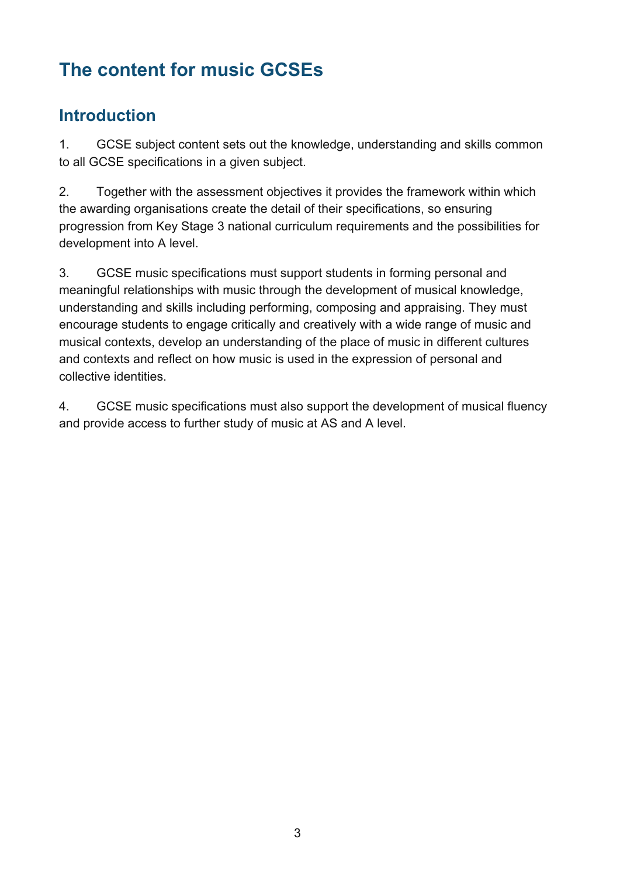# The content for music GCSEs

## Introduction

1. GCSE subject content sets out the knowledge, understanding and skills common to all GCSE specifications in a given subject.

2. Together with the assessment objectives it provides the framework within which the awarding organisations create the detail of their specifications, so ensuring progression from Key Stage 3 national curriculum requirements and the possibilities for development into A level.

3. GCSE music specifications must support students in forming personal and meaningful relationships with music through the development of musical knowledge, understanding and skills including performing, composing and appraising. They must encourage students to engage critically and creatively with a wide range of music and musical contexts, develop an understanding of the place of music in different cultures and contexts and reflect on how music is used in the expression of personal and collective identities.

4. GCSE music specifications must also support the development of musical fluency and provide access to further study of music at AS and A level.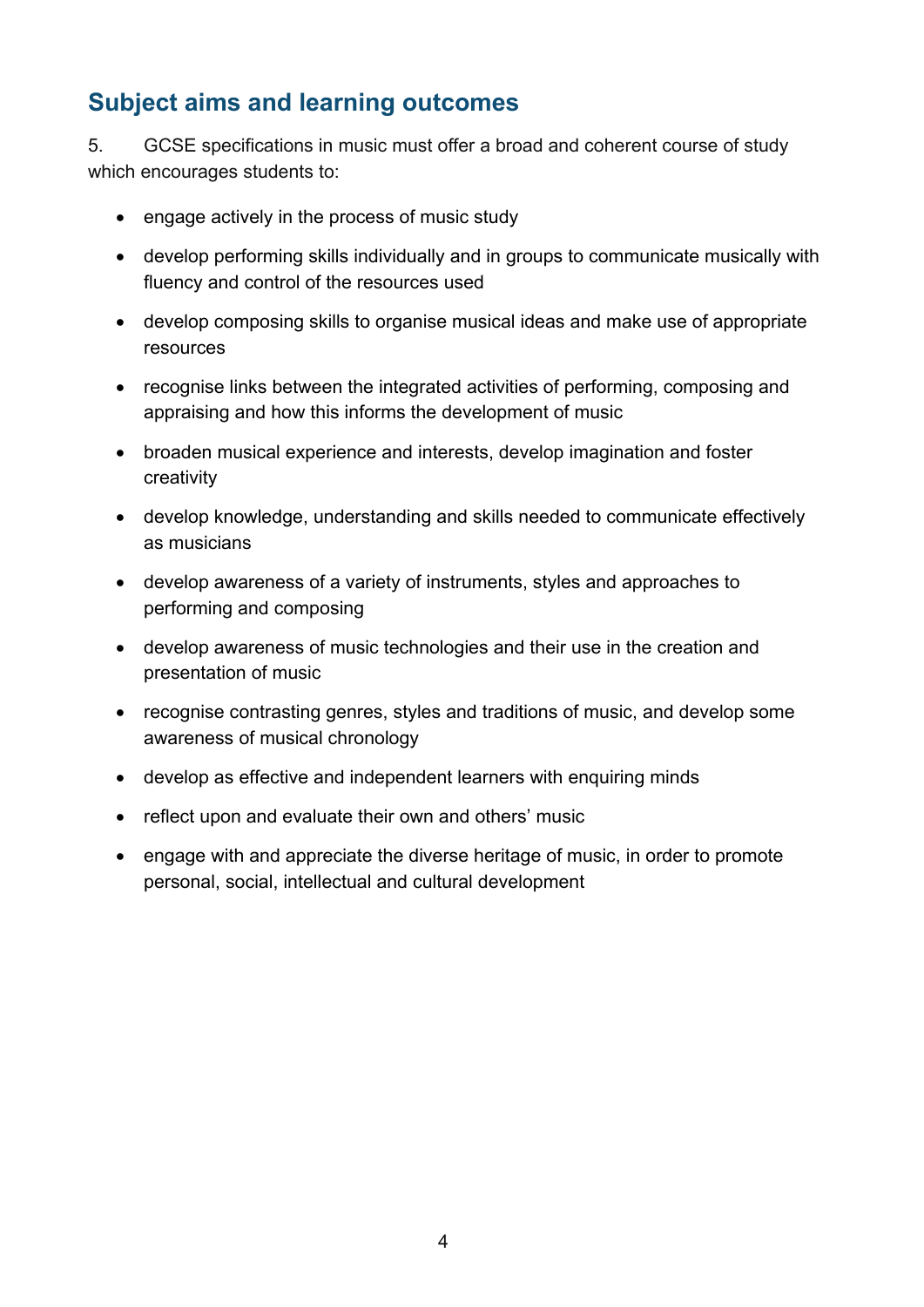## Subject aims and learning outcomes

5. GCSE specifications in music must offer a broad and coherent course of study which encourages students to:

- engage actively in the process of music study
- develop performing skills individually and in groups to communicate musically with fluency and control of the resources used
- develop composing skills to organise musical ideas and make use of appropriate resources
- recognise links between the integrated activities of performing, composing and appraising and how this informs the development of music
- broaden musical experience and interests, develop imagination and foster creativity
- develop knowledge, understanding and skills needed to communicate effectively as musicians
- develop awareness of a variety of instruments, styles and approaches to performing and composing
- develop awareness of music technologies and their use in the creation and presentation of music
- recognise contrasting genres, styles and traditions of music, and develop some awareness of musical chronology
- develop as effective and independent learners with enquiring minds
- reflect upon and evaluate their own and others' music
- engage with and appreciate the diverse heritage of music, in order to promote personal, social, intellectual and cultural development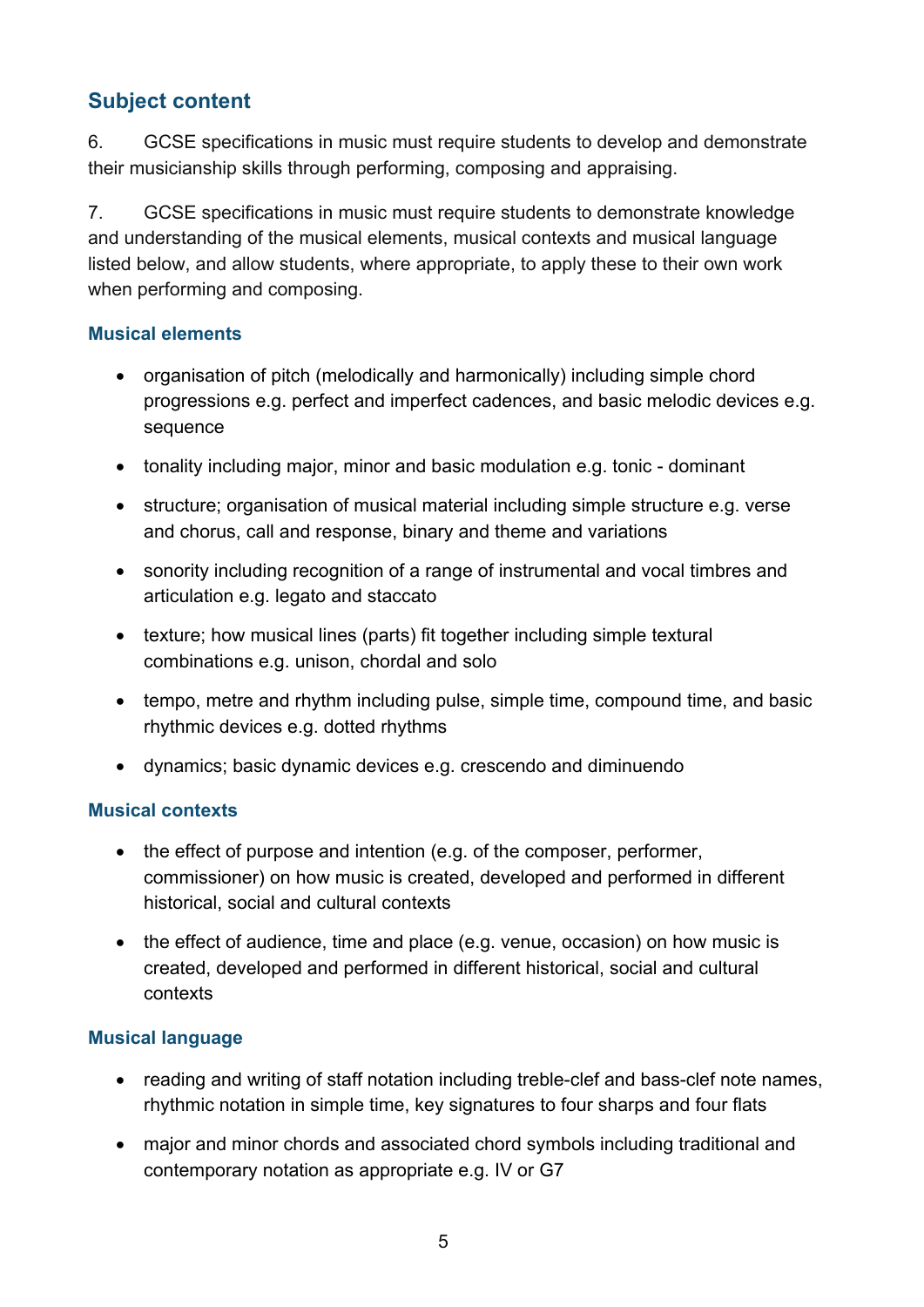## Subject content

6. GCSE specifications in music must require students to develop and demonstrate their musicianship skills through performing, composing and appraising.

7. GCSE specifications in music must require students to demonstrate knowledge and understanding of the musical elements, musical contexts and musical language listed below, and allow students, where appropriate, to apply these to their own work when performing and composing.

### Musical elements

- organisation of pitch (melodically and harmonically) including simple chord progressions e.g. perfect and imperfect cadences, and basic melodic devices e.g. sequence
- tonality including major, minor and basic modulation e.g. tonic - dominant
- structure; organisation of musical material including simple structure e.g. verse and chorus, call and response, binary and theme and variations
- sonority including recognition of a range of instrumental and vocal timbres and articulation e.g. legato and staccato
- texture; how musical lines (parts) fit together including simple textural combinations e.g. unison, chordal and solo
- tempo, metre and rhythm including pulse, simple time, compound time, and basic rhythmic devices e.g. dotted rhythms
- dynamics; basic dynamic devices e.g. crescendo and diminuendo

### Musical contexts

- the effect of purpose and intention (e.g. of the composer, performer, commissioner) on how music is created, developed and performed in different historical, social and cultural contexts
- the effect of audience, time and place (e.g. venue, occasion) on how music is created, developed and performed in different historical, social and cultural contexts

### Musical language

- reading and writing of staff notation including treble-clef and bass-clef note names, rhythmic notation in simple time, key signatures to four sharps and four flats
- major and minor chords and associated chord symbols including traditional and contemporary notation as appropriate e.g. IV or G7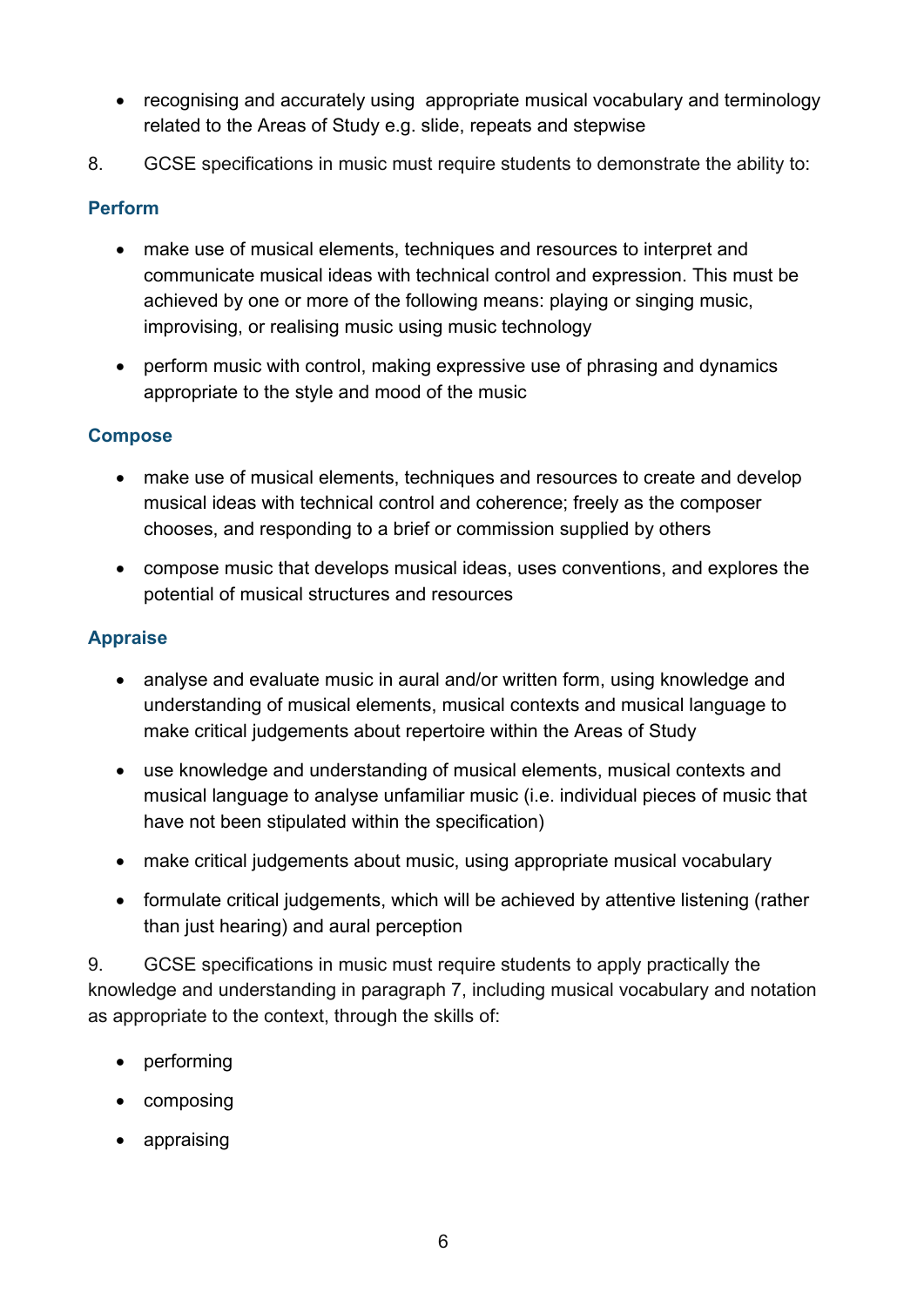- recognising and accurately using appropriate musical vocabulary and terminology related to the Areas of Study e.g. slide, repeats and stepwise

8. GCSE specifications in music must require students to demonstrate the ability to:

### Perform

- make use of musical elements, techniques and resources to interpret and communicate musical ideas with technical control and expression. This must be achieved by one or more of the following means: playing or singing music, improvising, or realising music using music technology
- perform music with control, making expressive use of phrasing and dynamics appropriate to the style and mood of the music

### Compose

- make use of musical elements, techniques and resources to create and develop musical ideas with technical control and coherence; freely as the composer chooses, and responding to a brief or commission supplied by others
- compose music that develops musical ideas, uses conventions, and explores the potential of musical structures and resources

### Appraise

- analyse and evaluate music in aural and/or written form, using knowledge and understanding of musical elements, musical contexts and musical language to make critical judgements about repertoire within the Areas of Study
- use knowledge and understanding of musical elements, musical contexts and musical language to analyse unfamiliar music (i.e. individual pieces of music that have not been stipulated within the specification)
- make critical judgements about music, using appropriate musical vocabulary
- formulate critical judgements, which will be achieved by attentive listening (rather than just hearing) and aural perception

9. GCSE specifications in music must require students to apply practically the knowledge and understanding in paragraph 7, including musical vocabulary and notation as appropriate to the context, through the skills of:

- performing
- composing
- appraising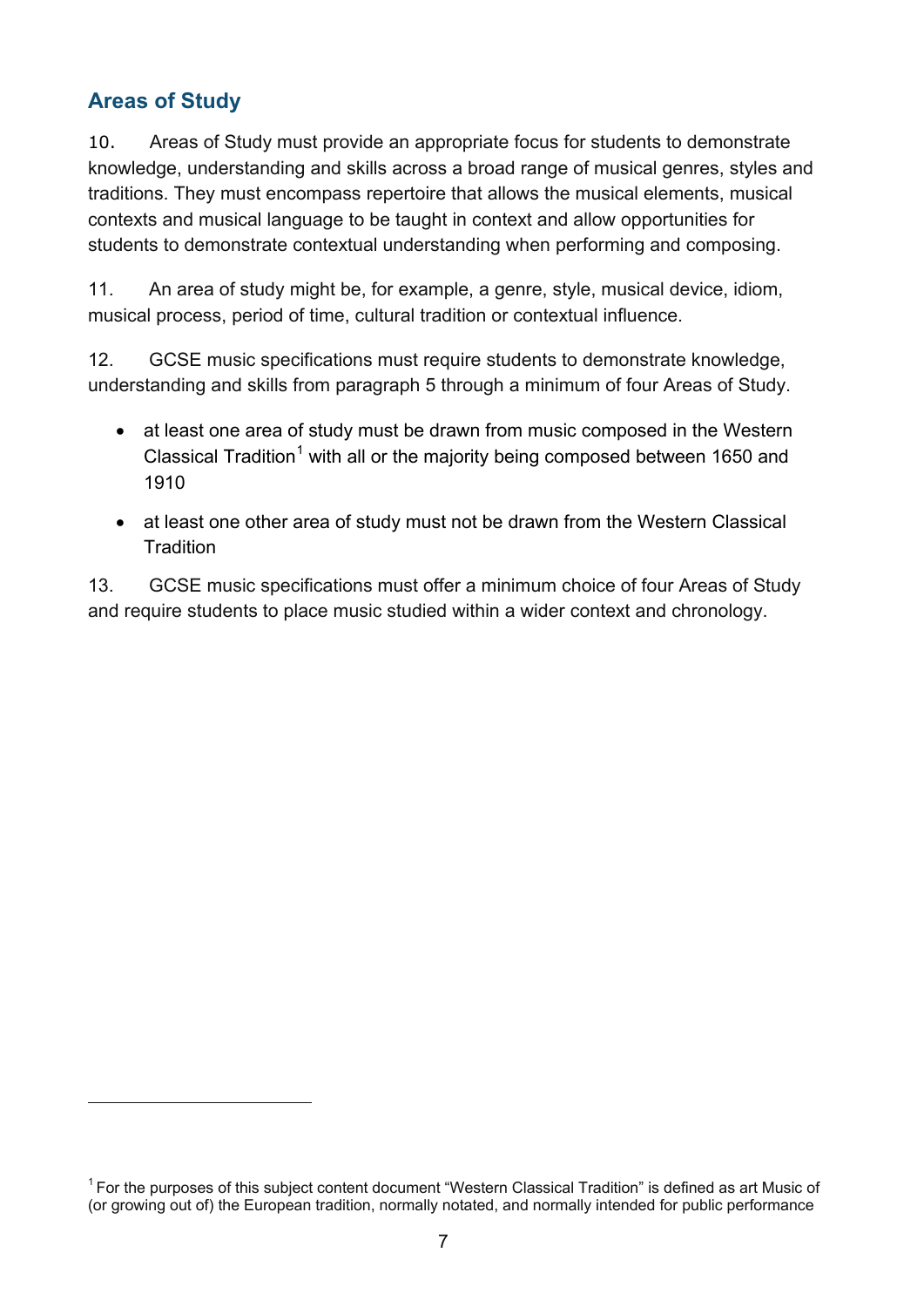## Areas of Study

10. Areas of Study must provide an appropriate focus for students to demonstrate knowledge, understanding and skills across a broad range of musical genres, styles and traditions. They must encompass repertoire that allows the musical elements, musical contexts and musical language to be taught in context and allow opportunities for students to demonstrate contextual understanding when performing and composing.

11. An area of study might be, for example, a genre, style, musical device, idiom, musical process, period of time, cultural tradition or contextual influence.

12. GCSE music specifications must require students to demonstrate knowledge, understanding and skills from paragraph 5 through a minimum of four Areas of Study.

- at least one area of study must be drawn from music composed in the Western Classical Tradition[1] with all or the majority being composed between 1650 and 1910
- at least one other area of study must not be drawn from the Western Classical Tradition

13. GCSE music specifications must offer a minimum choice of four Areas of Study and require students to place music studied within a wider context and chronology.

---

[1] For the purposes of this subject content document "Western Classical Tradition" is defined as art Music of (or growing out of) the European tradition, normally notated, and normally intended for public performance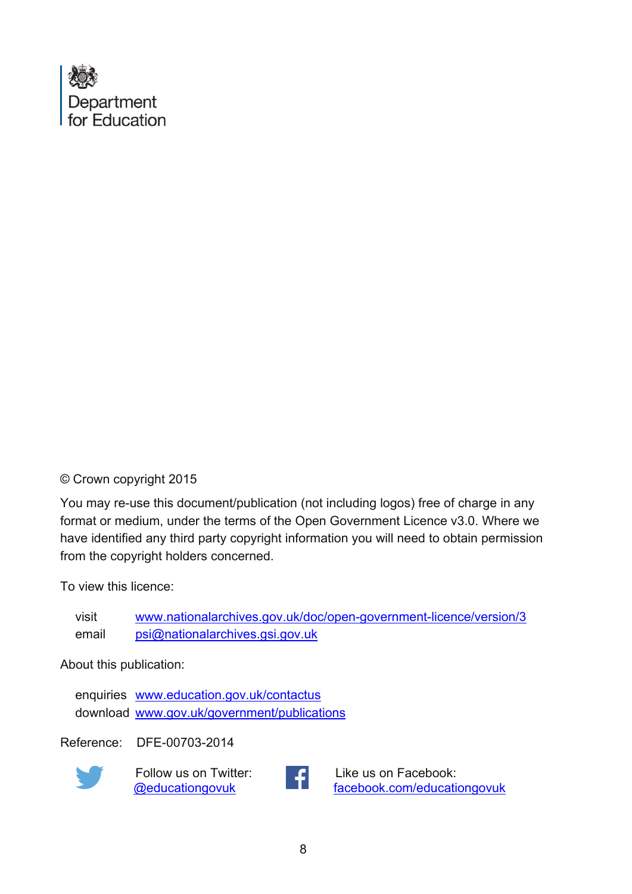Department for Education

© Crown copyright 2015

You may re-use this document/publication (not including logos) free of charge in any format or medium, under the terms of the Open Government Licence v3.0. Where we have identified any third party copyright information you will need to obtain permission from the copyright holders concerned.

To view this licence:

visit www.nationalarchives.gov.uk/doc/open-government-licence/version/3
email psi@nationalarchives.gsi.gov.uk

About this publication:

enquiries www.education.gov.uk/contactus
download www.gov.uk/government/publications

Reference: DFE-00703-2014

Follow us on Twitter: @educationgovuk

Like us on Facebook: facebook.com/educationgovuk